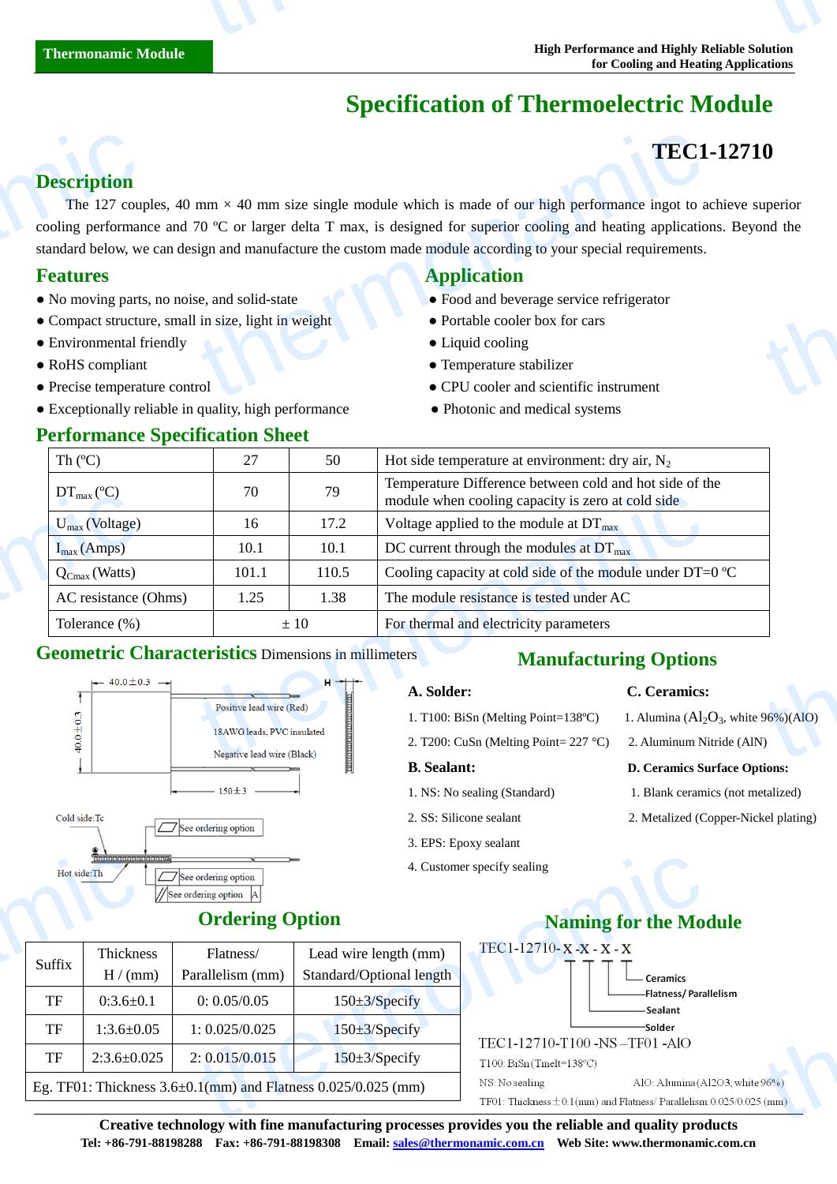Thermonamic Module

High Performance and Highly Reliable Solution for Cooling and Heating Applications

# Specification of Thermoelectric Module

## TEC1-12710

## Description

The 127 couples, 40 mm × 40 mm size single module which is made of our high performance ingot to achieve superior cooling performance and 70 ºC or larger delta T max, is designed for superior cooling and heating applications. Beyond the standard below, we can design and manufacture the custom made module according to your special requirements.

## Features

- No moving parts, no noise, and solid-state
- Compact structure, small in size, light in weight
- Environmental friendly
- RoHS compliant
- Precise temperature control
- Exceptionally reliable in quality, high performance

## Application

- Food and beverage service refrigerator
- Portable cooler box for cars
- Liquid cooling
- Temperature stabilizer
- CPU cooler and scientific instrument
- Photonic and medical systems

## Performance Specification Sheet

| Th (ºC) | 27 | 50 | Hot side temperature at environment: dry air, $N_2$ |
|---|---|---|---|
| $DT_{max}$ (ºC) | 70 | 79 | Temperature Difference between cold and hot side of the module when cooling capacity is zero at cold side |
| $U_{max}$ (Voltage) | 16 | 17.2 | Voltage applied to the module at $DT_{max}$ |
| $I_{max}$ (Amps) | 10.1 | 10.1 | DC current through the modules at $DT_{max}$ |
| $Q_{Cmax}$ (Watts) | 101.1 | 110.5 | Cooling capacity at cold side of the module under DT=0 ºC |
| AC resistance (Ohms) | 1.25 | 1.38 | The module resistance is tested under AC |
| Tolerance (%) | ± 10 | | For thermal and electricity parameters |

## Geometric Characteristics

Dimensions in millimeters

40.0±0.3 ; 40.0±0.3 ; H ; Positive lead wire (Red) ; 18AWG leads, PVC insulated ; Negative lead wire (Black) ; 150±3

Cold side:Tc ; Hot side:Th ; See ordering option ; See ordering option ; See ordering option A

## Manufacturing Options

**A. Solder:**

1. T100: BiSn (Melting Point=138ºC)
2. T200: CuSn (Melting Point= 227 °C)

**B. Sealant:**

1. NS: No sealing (Standard)
2. SS: Silicone sealant
3. EPS: Epoxy sealant
4. Customer specify sealing

**C. Ceramics:**

1. Alumina ($Al_2O_3$, white 96%)(AlO)
2. Aluminum Nitride (AlN)

**D. Ceramics Surface Options:**

1. Blank ceramics (not metalized)
2. Metalized (Copper-Nickel plating)

## Ordering Option

| Suffix | Thickness H / (mm) | Flatness/ Parallelism (mm) | Lead wire length (mm) Standard/Optional length |
|---|---|---|---|
| TF | 0:3.6±0.1 | 0: 0.05/0.05 | 150±3/Specify |
| TF | 1:3.6±0.05 | 1: 0.025/0.025 | 150±3/Specify |
| TF | 2:3.6±0.025 | 2: 0.015/0.015 | 150±3/Specify |
| Eg. TF01: Thickness 3.6±0.1(mm) and Flatness 0.025/0.025 (mm) | | | |

## Naming for the Module

TEC1-12710-X -X - X - X

- Ceramics
- Flatness/ Parallelism
- Sealant
- Solder

TEC1-12710-T100 -NS –TF01 -AlO

T100: BiSn (Tmelt=138ºC)

NS: No sealing

AlO: Alumina (Al2O3, white 96%)

TF01: Thickness ± 0.1(mm) and Flatness/ Parallelism: 0.025/0.025 (mm)

**Creative technology with fine manufacturing processes provides you the reliable and quality products**

**Tel: +86-791-88198288 Fax: +86-791-88198308 Email: sales@thermonamic.com.cn Web Site: www.thermonamic.com.cn**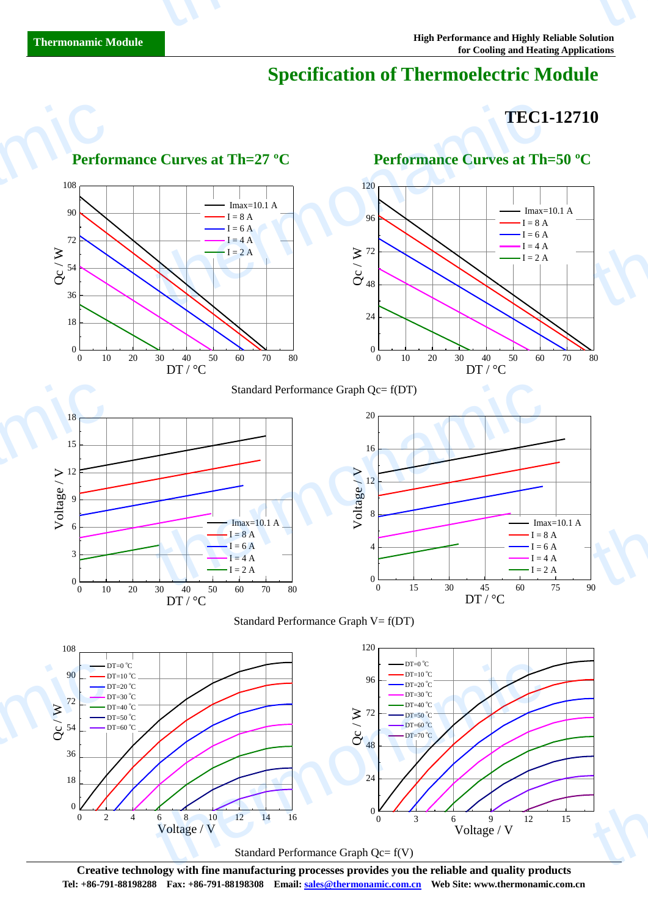# Specification of Thermoelectric Module

## TEC1-12710

### Performance Curves at Th=27 ºC

### Performance Curves at Th=50 ºC

Standard Performance Graph Qc= f(DT)

Standard Performance Graph V= f(DT)

Standard Performance Graph Qc= f(V)

**Creative technology with fine manufacturing processes provides you the reliable and quality products**

**Tel: +86-791-88198288 Fax: +86-791-88198308 Email: sales@thermonamic.com.cn Web Site: www.thermonamic.com.cn**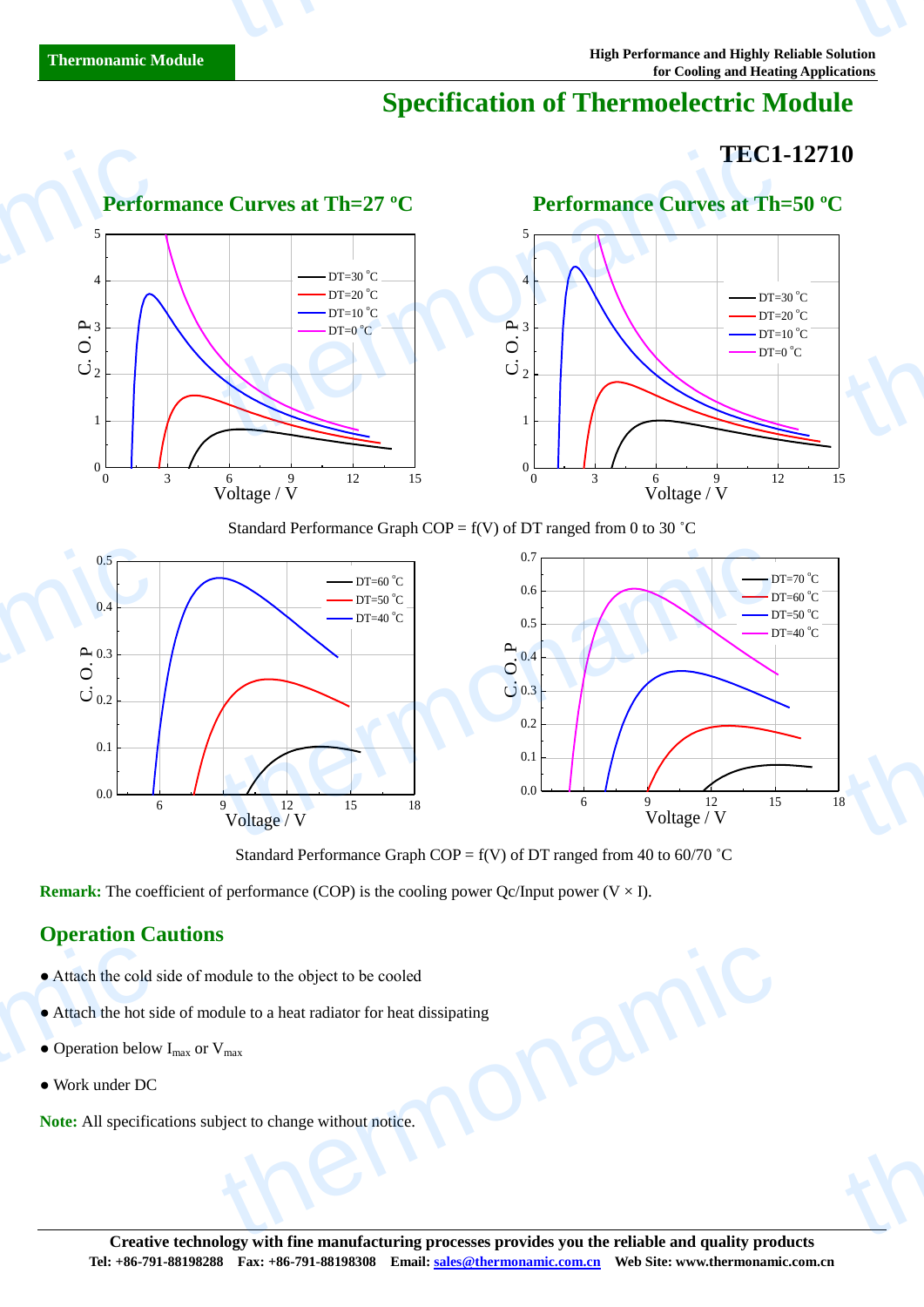# Specification of Thermoelectric Module

## TEC1-12710

### Performance Curves at Th=27 ºC

C. O. P

Voltage / V

DT=30 °C
DT=20 °C
DT=10 °C
DT=0 °C

### Performance Curves at Th=50 ºC

C. O. P

Voltage / V

DT=30 °C
DT=20 °C
DT=10 °C
DT=0 °C

Standard Performance Graph COP = f(V) of DT ranged from 0 to 30 ˚C

C. O. P

Voltage / V

DT=60 °C
DT=50 °C
DT=40 °C

C. O. P

Voltage / V

DT=70 °C
DT=60 °C
DT=50 °C
DT=40 °C

Standard Performance Graph COP = f(V) of DT ranged from 40 to 60/70 ˚C

**Remark:** The coefficient of performance (COP) is the cooling power Qc/Input power (V × I).

## Operation Cautions

- Attach the cold side of module to the object to be cooled
- Attach the hot side of module to a heat radiator for heat dissipating
- Operation below $I_{max}$ or $V_{max}$
- Work under DC

**Note:** All specifications subject to change without notice.

**Creative technology with fine manufacturing processes provides you the reliable and quality products**

**Tel: +86-791-88198288 Fax: +86-791-88198308 Email: sales@thermonamic.com.cn Web Site: www.thermonamic.com.cn**